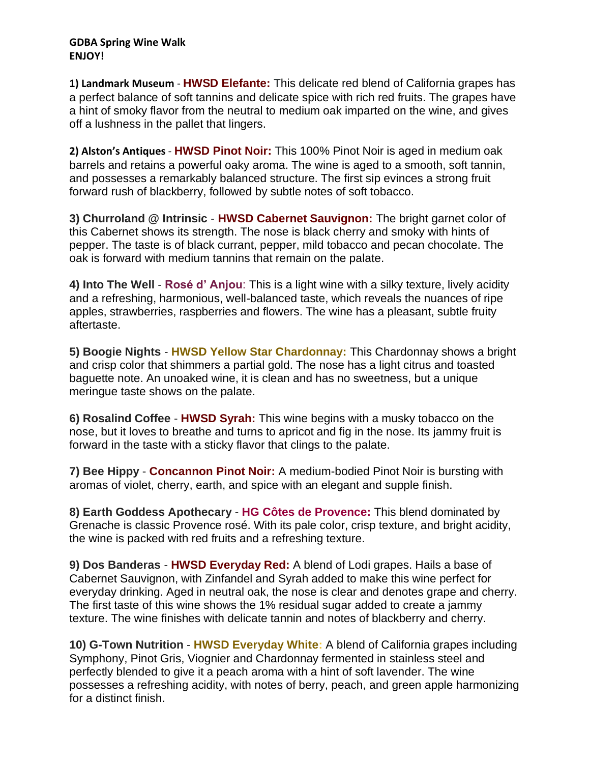**GDBA Spring Wine Walk**
**ENJOY!**

**1) Landmark Museum** - **HWSD Elefante:** This delicate red blend of California grapes has a perfect balance of soft tannins and delicate spice with rich red fruits. The grapes have a hint of smoky flavor from the neutral to medium oak imparted on the wine, and gives off a lushness in the pallet that lingers.

**2) Alston's Antiques** - **HWSD Pinot Noir:** This 100% Pinot Noir is aged in medium oak barrels and retains a powerful oaky aroma. The wine is aged to a smooth, soft tannin, and possesses a remarkably balanced structure. The first sip evinces a strong fruit forward rush of blackberry, followed by subtle notes of soft tobacco.

**3) Churroland @ Intrinsic** - **HWSD Cabernet Sauvignon:** The bright garnet color of this Cabernet shows its strength. The nose is black cherry and smoky with hints of pepper. The taste is of black currant, pepper, mild tobacco and pecan chocolate. The oak is forward with medium tannins that remain on the palate.

**4) Into The Well** - **Rosé d' Anjou**: This is a light wine with a silky texture, lively acidity and a refreshing, harmonious, well-balanced taste, which reveals the nuances of ripe apples, strawberries, raspberries and flowers. The wine has a pleasant, subtle fruity aftertaste.

**5) Boogie Nights** - **HWSD Yellow Star Chardonnay:** This Chardonnay shows a bright and crisp color that shimmers a partial gold. The nose has a light citrus and toasted baguette note. An unoaked wine, it is clean and has no sweetness, but a unique meringue taste shows on the palate.

**6) Rosalind Coffee** - **HWSD Syrah:** This wine begins with a musky tobacco on the nose, but it loves to breathe and turns to apricot and fig in the nose. Its jammy fruit is forward in the taste with a sticky flavor that clings to the palate.

**7) Bee Hippy** - **Concannon Pinot Noir:** A medium-bodied Pinot Noir is bursting with aromas of violet, cherry, earth, and spice with an elegant and supple finish.

**8) Earth Goddess Apothecary** - **HG Côtes de Provence:** This blend dominated by Grenache is classic Provence rosé. With its pale color, crisp texture, and bright acidity, the wine is packed with red fruits and a refreshing texture.

**9) Dos Banderas** - **HWSD Everyday Red:** A blend of Lodi grapes. Hails a base of Cabernet Sauvignon, with Zinfandel and Syrah added to make this wine perfect for everyday drinking. Aged in neutral oak, the nose is clear and denotes grape and cherry. The first taste of this wine shows the 1% residual sugar added to create a jammy texture. The wine finishes with delicate tannin and notes of blackberry and cherry.

**10) G-Town Nutrition** - **HWSD Everyday White**: A blend of California grapes including Symphony, Pinot Gris, Viognier and Chardonnay fermented in stainless steel and perfectly blended to give it a peach aroma with a hint of soft lavender. The wine possesses a refreshing acidity, with notes of berry, peach, and green apple harmonizing for a distinct finish.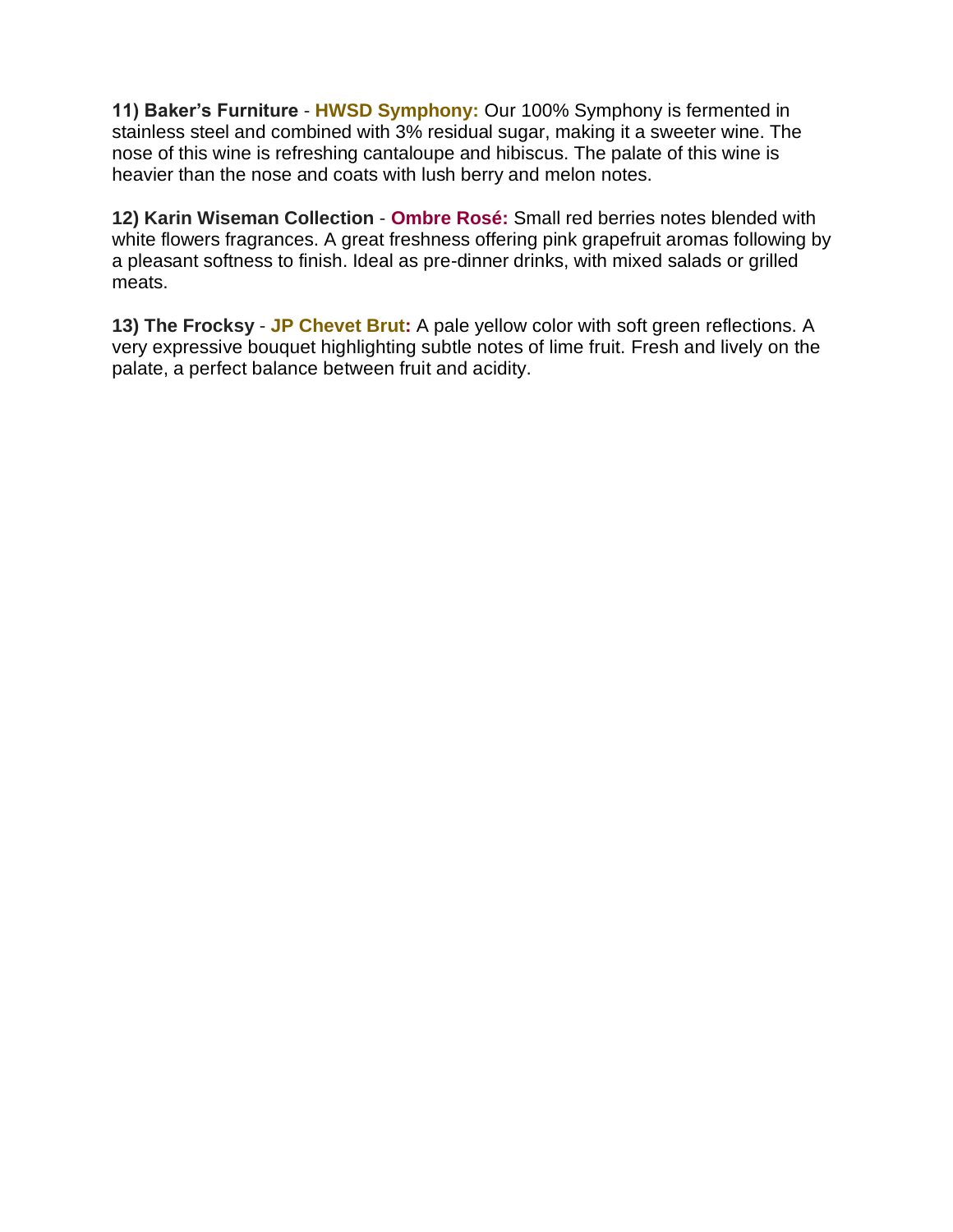**11) Baker's Furniture** - **HWSD Symphony:** Our 100% Symphony is fermented in stainless steel and combined with 3% residual sugar, making it a sweeter wine. The nose of this wine is refreshing cantaloupe and hibiscus. The palate of this wine is heavier than the nose and coats with lush berry and melon notes.

**12) Karin Wiseman Collection** - **Ombre Rosé:** Small red berries notes blended with white flowers fragrances. A great freshness offering pink grapefruit aromas following by a pleasant softness to finish. Ideal as pre-dinner drinks, with mixed salads or grilled meats.

**13) The Frocksy** - **JP Chevet Brut:** A pale yellow color with soft green reflections. A very expressive bouquet highlighting subtle notes of lime fruit. Fresh and lively on the palate, a perfect balance between fruit and acidity.